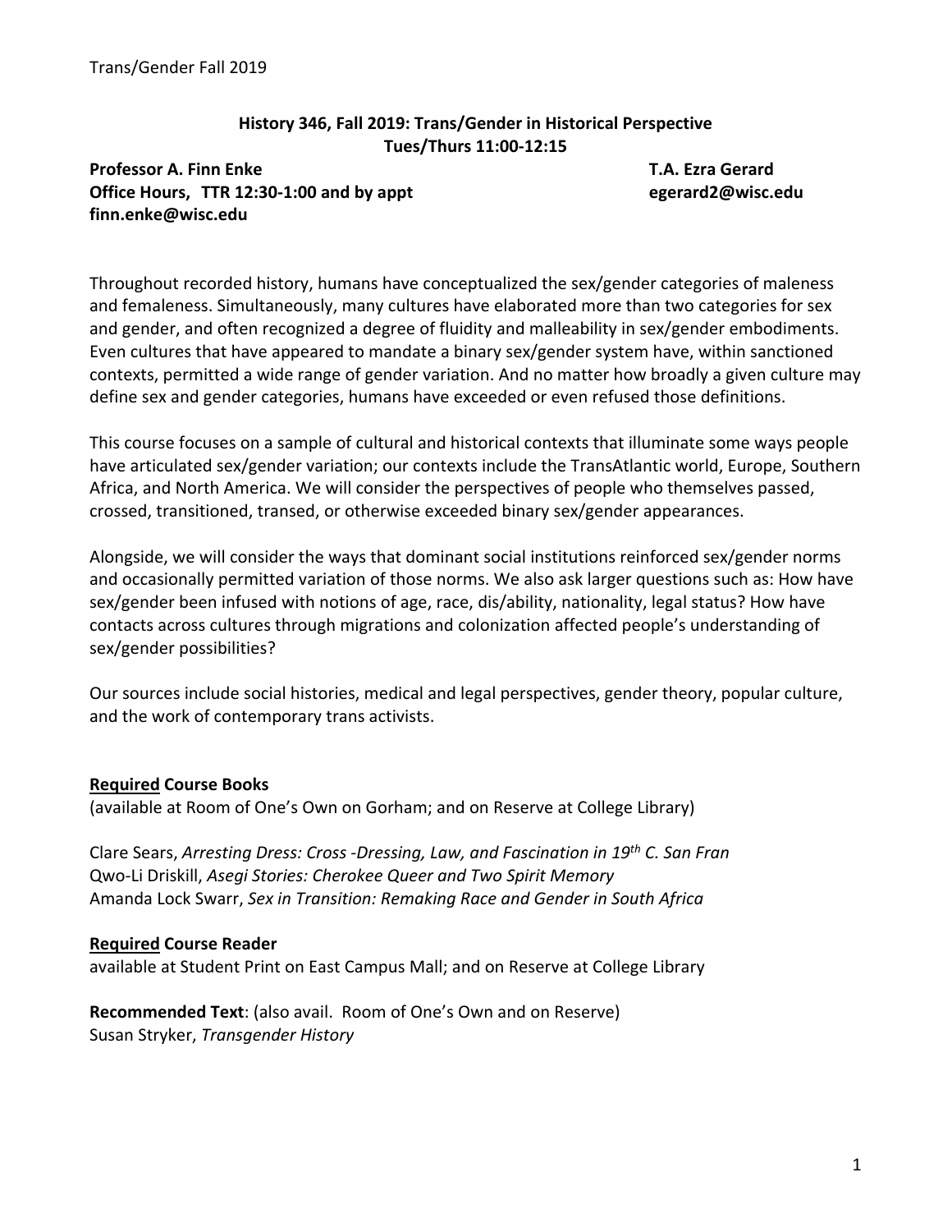**History 346, Fall 2019: Trans/Gender in Historical Perspective**
**Tues/Thurs 11:00-12:15**

**Professor A. Finn Enke**
**Office Hours, TTR 12:30-1:00 and by appt**
**finn.enke@wisc.edu**

**T.A. Ezra Gerard**
**egerard2@wisc.edu**

Throughout recorded history, humans have conceptualized the sex/gender categories of maleness and femaleness. Simultaneously, many cultures have elaborated more than two categories for sex and gender, and often recognized a degree of fluidity and malleability in sex/gender embodiments. Even cultures that have appeared to mandate a binary sex/gender system have, within sanctioned contexts, permitted a wide range of gender variation. And no matter how broadly a given culture may define sex and gender categories, humans have exceeded or even refused those definitions.

This course focuses on a sample of cultural and historical contexts that illuminate some ways people have articulated sex/gender variation; our contexts include the TransAtlantic world, Europe, Southern Africa, and North America. We will consider the perspectives of people who themselves passed, crossed, transitioned, transed, or otherwise exceeded binary sex/gender appearances.

Alongside, we will consider the ways that dominant social institutions reinforced sex/gender norms and occasionally permitted variation of those norms. We also ask larger questions such as: How have sex/gender been infused with notions of age, race, dis/ability, nationality, legal status? How have contacts across cultures through migrations and colonization affected people's understanding of sex/gender possibilities?

Our sources include social histories, medical and legal perspectives, gender theory, popular culture, and the work of contemporary trans activists.

**Required Course Books**
(available at Room of One's Own on Gorham; and on Reserve at College Library)

Clare Sears, *Arresting Dress: Cross -Dressing, Law, and Fascination in 19th C. San Fran*
Qwo-Li Driskill, *Asegi Stories: Cherokee Queer and Two Spirit Memory*
Amanda Lock Swarr, *Sex in Transition: Remaking Race and Gender in South Africa*

**Required Course Reader**
available at Student Print on East Campus Mall; and on Reserve at College Library

**Recommended Text**: (also avail. Room of One's Own and on Reserve)
Susan Stryker, *Transgender History*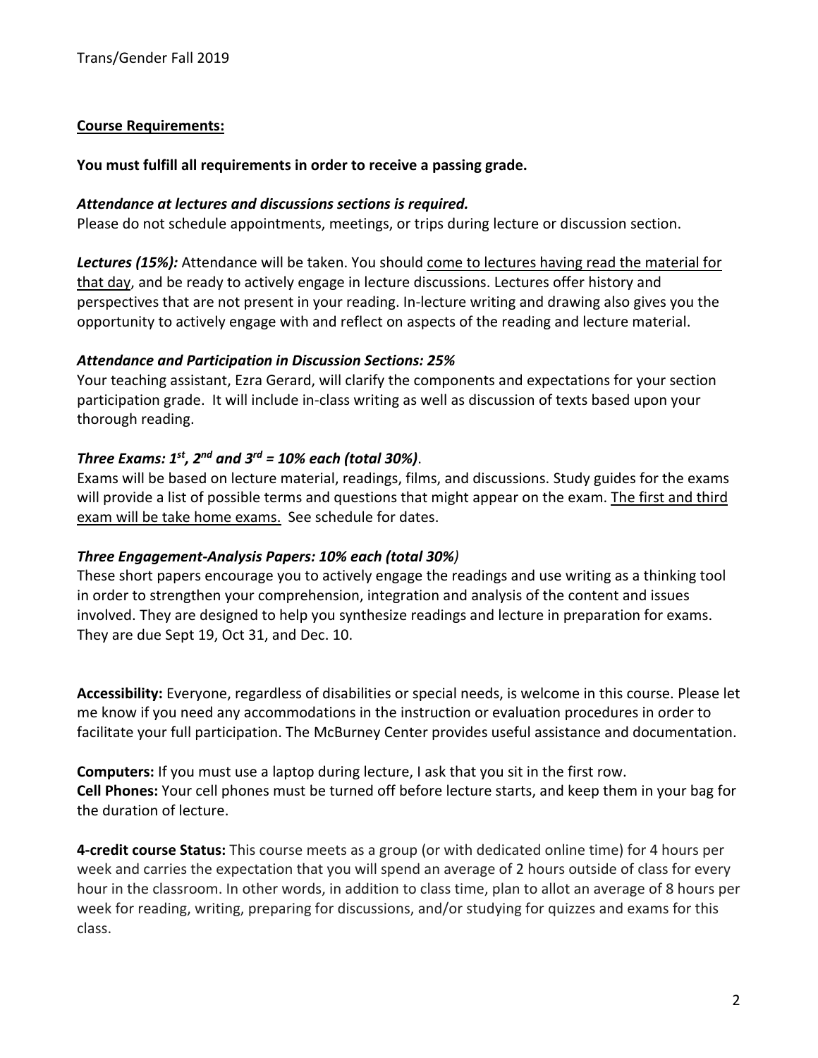**Course Requirements:**

**You must fulfill all requirements in order to receive a passing grade.**

***Attendance at lectures and discussions sections is required.***
Please do not schedule appointments, meetings, or trips during lecture or discussion section.

***Lectures (15%):*** Attendance will be taken. You should <u>come to lectures having read the material for that day</u>, and be ready to actively engage in lecture discussions. Lectures offer history and perspectives that are not present in your reading. In-lecture writing and drawing also gives you the opportunity to actively engage with and reflect on aspects of the reading and lecture material.

***Attendance and Participation in Discussion Sections: 25%***
Your teaching assistant, Ezra Gerard, will clarify the components and expectations for your section participation grade. It will include in-class writing as well as discussion of texts based upon your thorough reading.

***Three Exams: 1st, 2nd and 3rd = 10% each (total 30%)***.
Exams will be based on lecture material, readings, films, and discussions. Study guides for the exams will provide a list of possible terms and questions that might appear on the exam. <u>The first and third exam will be take home exams.</u> See schedule for dates.

***Three Engagement-Analysis Papers: 10% each (total 30%)***
These short papers encourage you to actively engage the readings and use writing as a thinking tool in order to strengthen your comprehension, integration and analysis of the content and issues involved. They are designed to help you synthesize readings and lecture in preparation for exams. They are due Sept 19, Oct 31, and Dec. 10.

**Accessibility:** Everyone, regardless of disabilities or special needs, is welcome in this course. Please let me know if you need any accommodations in the instruction or evaluation procedures in order to facilitate your full participation. The McBurney Center provides useful assistance and documentation.

**Computers:** If you must use a laptop during lecture, I ask that you sit in the first row.
**Cell Phones:** Your cell phones must be turned off before lecture starts, and keep them in your bag for the duration of lecture.

**4-credit course Status:** This course meets as a group (or with dedicated online time) for 4 hours per week and carries the expectation that you will spend an average of 2 hours outside of class for every hour in the classroom. In other words, in addition to class time, plan to allot an average of 8 hours per week for reading, writing, preparing for discussions, and/or studying for quizzes and exams for this class.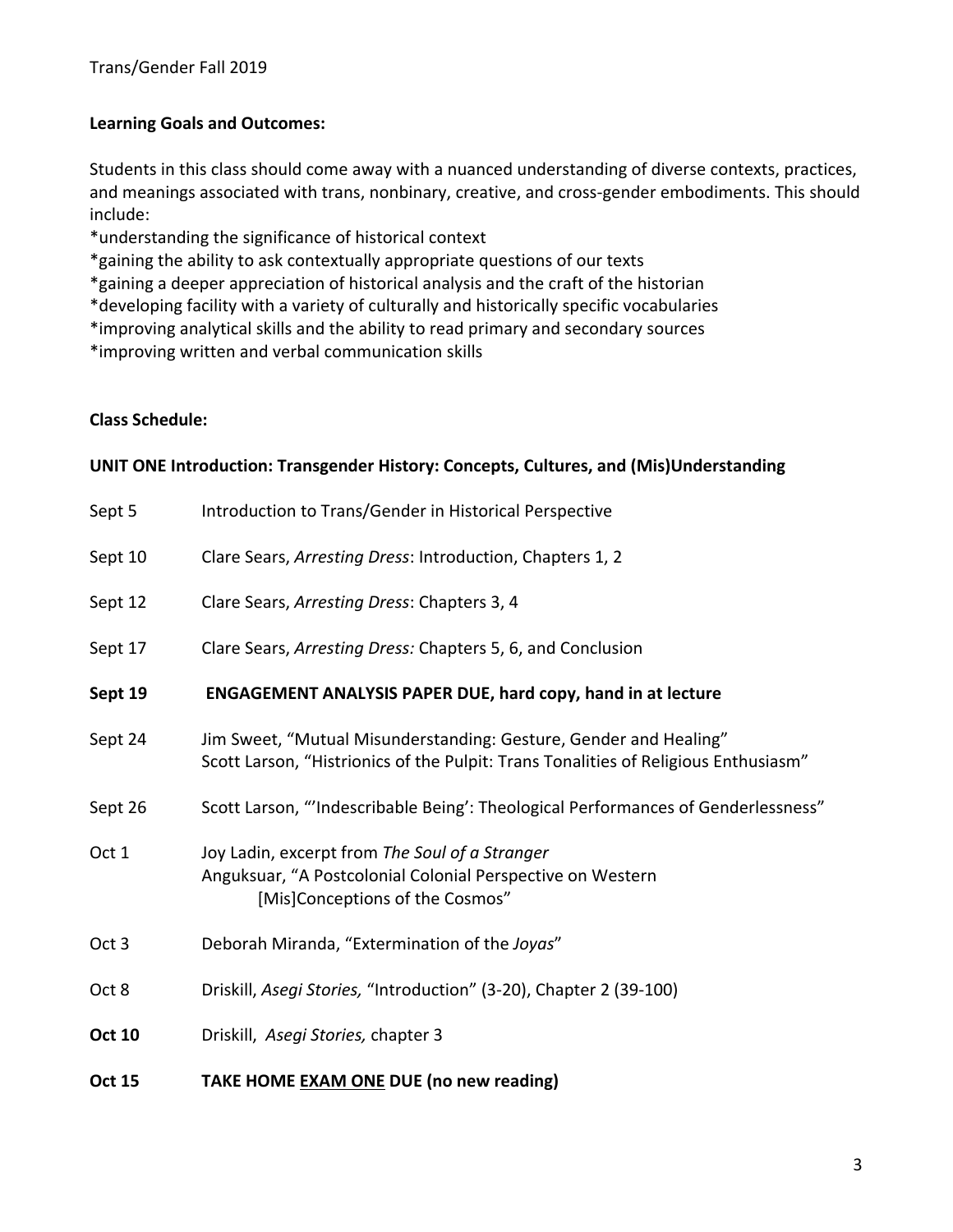**Learning Goals and Outcomes:**

Students in this class should come away with a nuanced understanding of diverse contexts, practices, and meanings associated with trans, nonbinary, creative, and cross-gender embodiments. This should include:

*understanding the significance of historical context
*gaining the ability to ask contextually appropriate questions of our texts
*gaining a deeper appreciation of historical analysis and the craft of the historian
*developing facility with a variety of culturally and historically specific vocabularies
*improving analytical skills and the ability to read primary and secondary sources
*improving written and verbal communication skills

**Class Schedule:**

**UNIT ONE Introduction: Transgender History: Concepts, Cultures, and (Mis)Understanding**

| | |
|---|---|
| Sept 5 | Introduction to Trans/Gender in Historical Perspective |
| Sept 10 | Clare Sears, *Arresting Dress*: Introduction, Chapters 1, 2 |
| Sept 12 | Clare Sears, *Arresting Dress*: Chapters 3, 4 |
| Sept 17 | Clare Sears, *Arresting Dress:* Chapters 5, 6, and Conclusion |
| **Sept 19** | **ENGAGEMENT ANALYSIS PAPER DUE, hard copy, hand in at lecture** |
| Sept 24 | Jim Sweet, "Mutual Misunderstanding: Gesture, Gender and Healing"<br>Scott Larson, "Histrionics of the Pulpit: Trans Tonalities of Religious Enthusiasm" |
| Sept 26 | Scott Larson, "'Indescribable Being': Theological Performances of Genderlessness" |
| Oct 1 | Joy Ladin, excerpt from *The Soul of a Stranger*<br>Anguksuar, "A Postcolonial Colonial Perspective on Western [Mis]Conceptions of the Cosmos" |
| Oct 3 | Deborah Miranda, "Extermination of the *Joyas*" |
| Oct 8 | Driskill, *Asegi Stories,* "Introduction" (3-20), Chapter 2 (39-100) |
| **Oct 10** | Driskill, *Asegi Stories,* chapter 3 |
| **Oct 15** | **TAKE HOME <u>EXAM ONE</u> DUE (no new reading)** |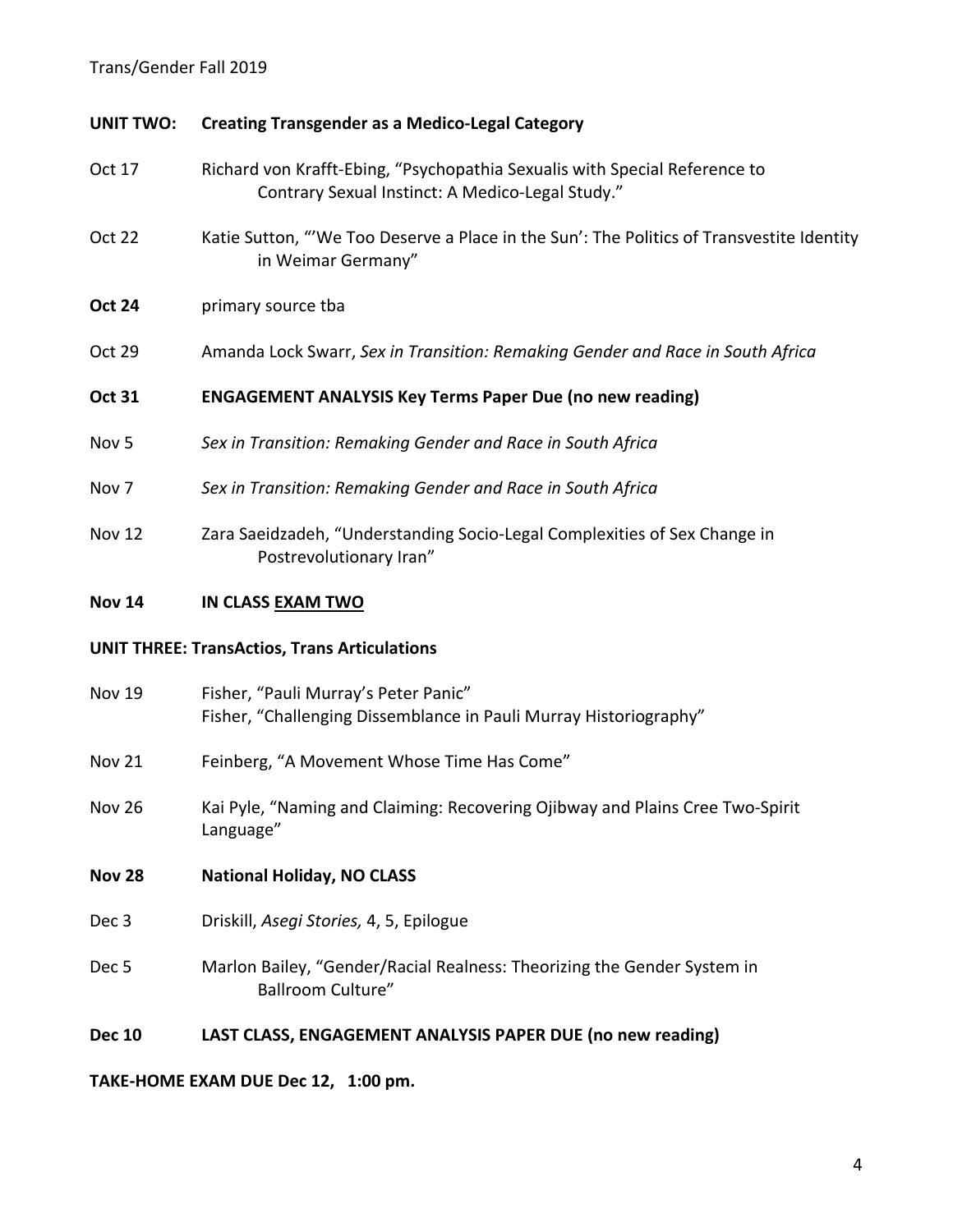**UNIT TWO: Creating Transgender as a Medico-Legal Category**

| | |
|---|---|
| Oct 17 | Richard von Krafft-Ebing, "Psychopathia Sexualis with Special Reference to Contrary Sexual Instinct: A Medico-Legal Study." |
| Oct 22 | Katie Sutton, "'We Too Deserve a Place in the Sun': The Politics of Transvestite Identity in Weimar Germany" |
| **Oct 24** | primary source tba |
| Oct 29 | Amanda Lock Swarr, *Sex in Transition: Remaking Gender and Race in South Africa* |
| **Oct 31** | **ENGAGEMENT ANALYSIS Key Terms Paper Due (no new reading)** |
| Nov 5 | *Sex in Transition: Remaking Gender and Race in South Africa* |
| Nov 7 | *Sex in Transition: Remaking Gender and Race in South Africa* |
| Nov 12 | Zara Saeidzadeh, "Understanding Socio-Legal Complexities of Sex Change in Postrevolutionary Iran" |
| **Nov 14** | **IN CLASS EXAM TWO** |

**UNIT THREE: TransActios, Trans Articulations**

| | |
|---|---|
| Nov 19 | Fisher, "Pauli Murray's Peter Panic"<br>Fisher, "Challenging Dissemblance in Pauli Murray Historiography" |
| Nov 21 | Feinberg, "A Movement Whose Time Has Come" |
| Nov 26 | Kai Pyle, "Naming and Claiming: Recovering Ojibway and Plains Cree Two-Spirit Language" |
| **Nov 28** | **National Holiday, NO CLASS** |
| Dec 3 | Driskill, *Asegi Stories,* 4, 5, Epilogue |
| Dec 5 | Marlon Bailey, "Gender/Racial Realness: Theorizing the Gender System in Ballroom Culture" |
| **Dec 10** | **LAST CLASS, ENGAGEMENT ANALYSIS PAPER DUE (no new reading)** |

**TAKE-HOME EXAM DUE Dec 12, 1:00 pm.**